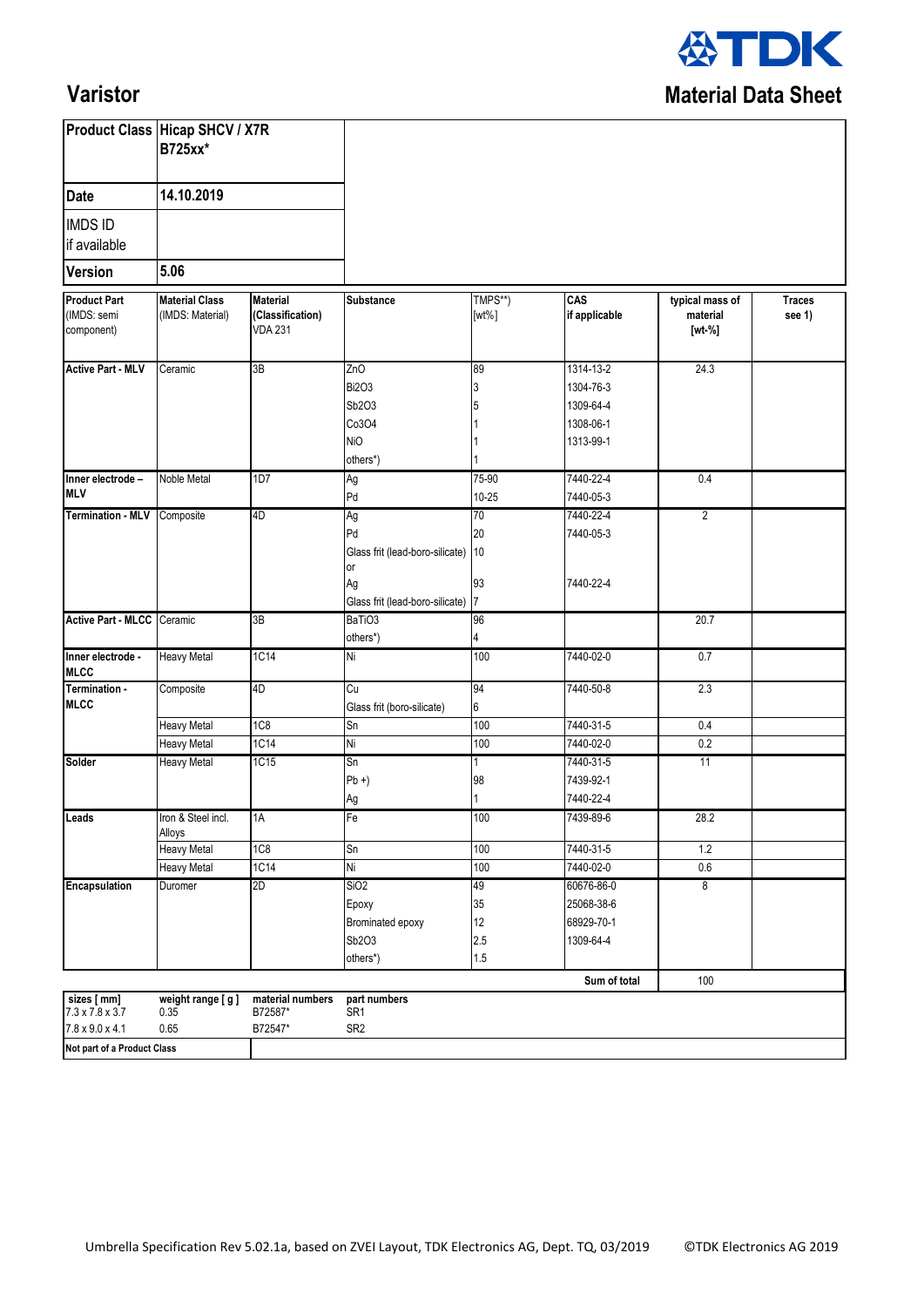**TDK**

# Varistor

## Material Data Sheet

| Product Class | Hicap SHCV / X7R B725xx* |
|---|---|
| Date | 14.10.2019 |
| IMDS ID if available | |
| Version | 5.06 |

| Product Part (IMDS: semi component) | Material Class (IMDS: Material) | Material (Classification) VDA 231 | Substance | TMPS**) [wt%] | CAS if applicable | typical mass of material [wt-%] | Traces see 1) |
|---|---|---|---|---|---|---|---|
| **Active Part - MLV** | Ceramic | 3B | ZnO | 89 | 1314-13-2 | 24.3 | |
| | | | $Bi_2O_3$ | 3 | 1304-76-3 | | |
| | | | $Sb_2O_3$ | 5 | 1309-64-4 | | |
| | | | $Co_3O_4$ | 1 | 1308-06-1 | | |
| | | | NiO | 1 | 1313-99-1 | | |
| | | | others*) | 1 | | | |
| **Inner electrode – MLV** | Noble Metal | 1D7 | Ag | 75-90 | 7440-22-4 | 0.4 | |
| | | | Pd | 10-25 | 7440-05-3 | | |
| **Termination - MLV** | Composite | 4D | Ag | 70 | 7440-22-4 | 2 | |
| | | | Pd | 20 | 7440-05-3 | | |
| | | | Glass frit (lead-boro-silicate) | 10 | | | |
| | | | or | | | | |
| | | | Ag | 93 | 7440-22-4 | | |
| | | | Glass frit (lead-boro-silicate) | 7 | | | |
| **Active Part - MLCC** | Ceramic | 3B | $BaTiO_3$ | 96 | | 20.7 | |
| | | | others*) | 4 | | | |
| **Inner electrode - MLCC** | Heavy Metal | 1C14 | Ni | 100 | 7440-02-0 | 0.7 | |
| **Termination - MLCC** | Composite | 4D | Cu | 94 | 7440-50-8 | 2.3 | |
| | | | Glass frit (boro-silicate) | 6 | | | |
| | Heavy Metal | 1C8 | Sn | 100 | 7440-31-5 | 0.4 | |
| | Heavy Metal | 1C14 | Ni | 100 | 7440-02-0 | 0.2 | |
| **Solder** | Heavy Metal | 1C15 | Sn | 1 | 7440-31-5 | 11 | |
| | | | Pb +) | 98 | 7439-92-1 | | |
| | | | Ag | 1 | 7440-22-4 | | |
| **Leads** | Iron & Steel incl. Alloys | 1A | Fe | 100 | 7439-89-6 | 28.2 | |
| | Heavy Metal | 1C8 | Sn | 100 | 7440-31-5 | 1.2 | |
| | Heavy Metal | 1C14 | Ni | 100 | 7440-02-0 | 0.6 | |
| **Encapsulation** | Duromer | 2D | $SiO_2$ | 49 | 60676-86-0 | 8 | |
| | | | Epoxy | 35 | 25068-38-6 | | |
| | | | Brominated epoxy | 12 | 68929-70-1 | | |
| | | | $Sb_2O_3$ | 2.5 | 1309-64-4 | | |
| | | | others*) | 1.5 | | | |
| | | | | | **Sum of total** | 100 | |

| sizes [ mm] | weight range [ g ] | material numbers | part numbers |
|---|---|---|---|
| 7.3 x 7.8 x 3.7 | 0.35 | B72587* | SR1 |
| 7.8 x 9.0 x 4.1 | 0.65 | B72547* | SR2 |

**Not part of a Product Class**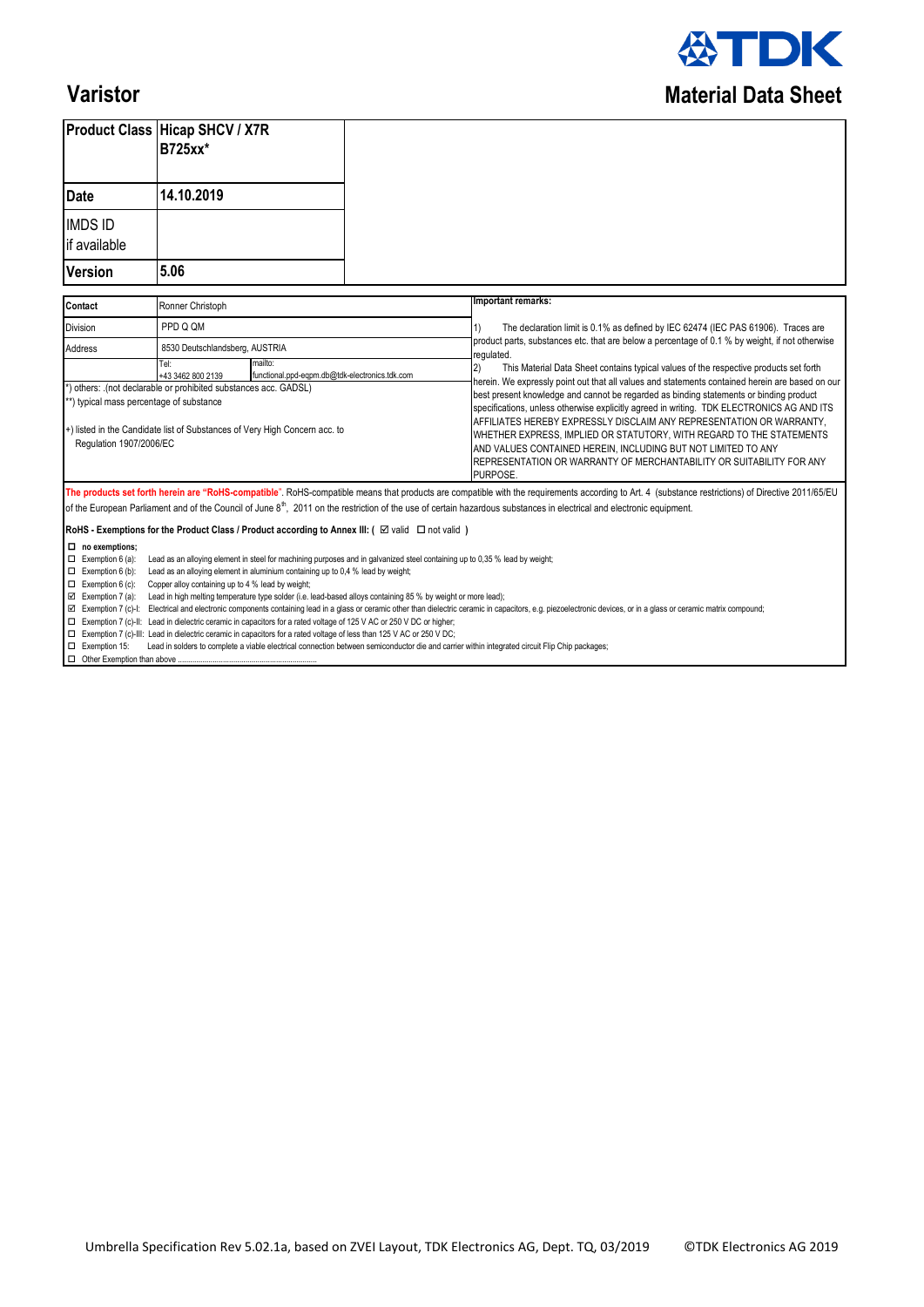# Varistor

## Material Data Sheet

| | | |
|---|---|---|
| **Product Class** | **Hicap SHCV / X7R B725xx*** | |
| **Date** | **14.10.2019** | |
| IMDS ID if available | | |
| **Version** | **5.06** | |

| | | |
|---|---|---|
| **Contact** | Ronner Christoph | |
| Division | PPD Q QM | |
| Address | 8530 Deutschlandsberg, AUSTRIA | |
| | Tel: +43 3462 800 2139 | mailto: functional.ppd-eqpm.db@tdk-electronics.tdk.com |

*) others: .(not declarable or prohibited substances acc. GADSL)

**) typical mass percentage of substance

+) listed in the Candidate list of Substances of Very High Concern acc. to Regulation 1907/2006/EC

**Important remarks:**

1) The declaration limit is 0.1% as defined by IEC 62474 (IEC PAS 61906). Traces are product parts, substances etc. that are below a percentage of 0.1 % by weight, if not otherwise regulated.

2) This Material Data Sheet contains typical values of the respective products set forth herein. We expressly point out that all values and statements contained herein are based on our best present knowledge and cannot be regarded as binding statements or binding product specifications, unless otherwise explicitly agreed in writing. TDK ELECTRONICS AG AND ITS AFFILIATES HEREBY EXPRESSLY DISCLAIM ANY REPRESENTATION OR WARRANTY, WHETHER EXPRESS, IMPLIED OR STATUTORY, WITH REGARD TO THE STATEMENTS AND VALUES CONTAINED HEREIN, INCLUDING BUT NOT LIMITED TO ANY REPRESENTATION OR WARRANTY OF MERCHANTABILITY OR SUITABILITY FOR ANY PURPOSE.

**The products set forth herein are "RoHS-compatible"**. RoHS-compatible means that products are compatible with the requirements according to Art. 4 (substance restrictions) of Directive 2011/65/EU of the European Parliament and of the Council of June 8th, 2011 on the restriction of the use of certain hazardous substances in electrical and electronic equipment.

**RoHS - Exemptions for the Product Class / Product according to Annex III: ( ☑ valid ☐ not valid )**

- ☐ **no exemptions;**
- ☐ Exemption 6 (a): Lead as an alloying element in steel for machining purposes and in galvanized steel containing up to 0,35 % lead by weight;
- ☐ Exemption 6 (b): Lead as an alloying element in aluminium containing up to 0,4 % lead by weight;
- ☐ Exemption 6 (c): Copper alloy containing up to 4 % lead by weight;
- ☑ Exemption 7 (a): Lead in high melting temperature type solder (i.e. lead-based alloys containing 85 % by weight or more lead);
- ☑ Exemption 7 (c)-I: Electrical and electronic components containing lead in a glass or ceramic other than dielectric ceramic in capacitors, e.g. piezoelectronic devices, or in a glass or ceramic matrix compound;
- ☐ Exemption 7 (c)-II: Lead in dielectric ceramic in capacitors for a rated voltage of 125 V AC or 250 V DC or higher;
- ☐ Exemption 7 (c)-III: Lead in dielectric ceramic in capacitors for a rated voltage of less than 125 V AC or 250 V DC;
- ☐ Exemption 15: Lead in solders to complete a viable electrical connection between semiconductor die and carrier within integrated circuit Flip Chip packages;
- ☐ Other Exemption than above ..................................................................